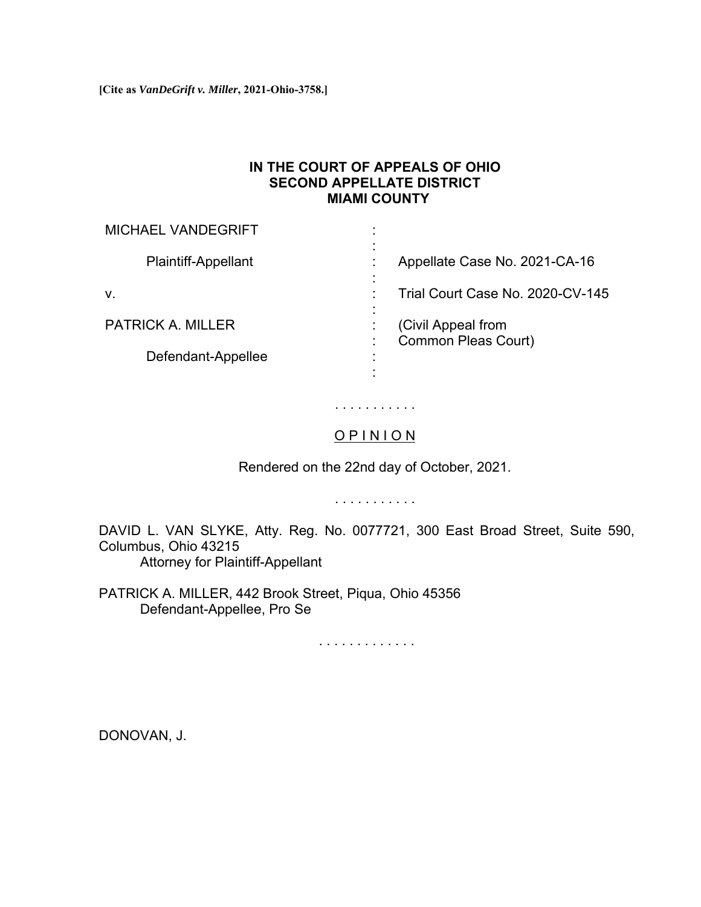**[Cite as *VanDeGrift v. Miller*, 2021-Ohio-3758.]**

**IN THE COURT OF APPEALS OF OHIO**
**SECOND APPELLATE DISTRICT**
**MIAMI COUNTY**

| | | |
|---|---|---|
| MICHAEL VANDEGRIFT | : | |
| Plaintiff-Appellant | : | Appellate Case No. 2021-CA-16 |
| v. | : | Trial Court Case No. 2020-CV-145 |
| PATRICK A. MILLER | : | (Civil Appeal from Common Pleas Court) |
| Defendant-Appellee | : | |

. . . . . . . . . . .

O P I N I O N

Rendered on the 22nd day of October, 2021.

. . . . . . . . . . .

DAVID L. VAN SLYKE, Atty. Reg. No. 0077721, 300 East Broad Street, Suite 590, Columbus, Ohio 43215
Attorney for Plaintiff-Appellant

PATRICK A. MILLER, 442 Brook Street, Piqua, Ohio 45356
Defendant-Appellee, Pro Se

. . . . . . . . . . . . .

DONOVAN, J.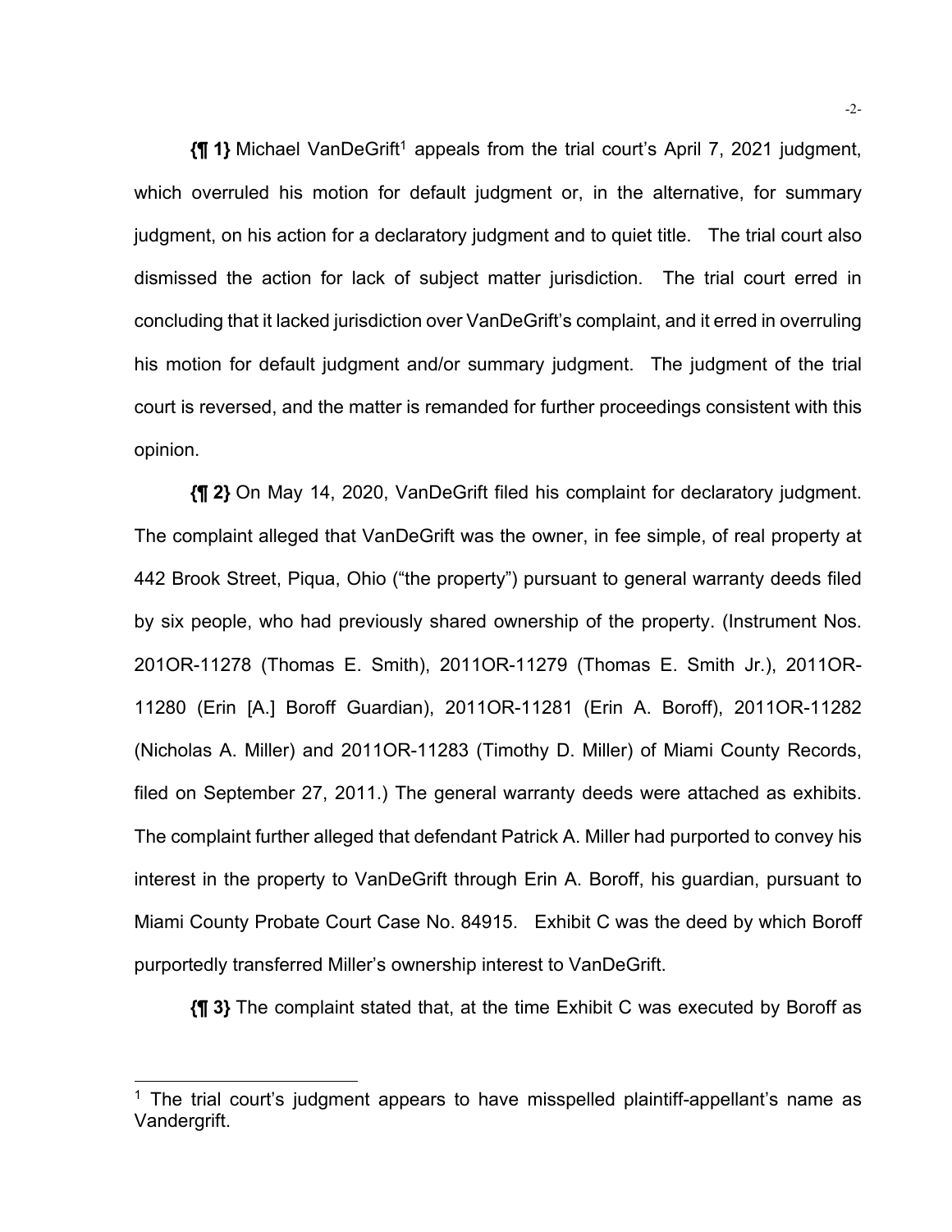**{¶ 1}** Michael VanDeGrift[1] appeals from the trial court's April 7, 2021 judgment, which overruled his motion for default judgment or, in the alternative, for summary judgment, on his action for a declaratory judgment and to quiet title. The trial court also dismissed the action for lack of subject matter jurisdiction. The trial court erred in concluding that it lacked jurisdiction over VanDeGrift's complaint, and it erred in overruling his motion for default judgment and/or summary judgment. The judgment of the trial court is reversed, and the matter is remanded for further proceedings consistent with this opinion.

**{¶ 2}** On May 14, 2020, VanDeGrift filed his complaint for declaratory judgment. The complaint alleged that VanDeGrift was the owner, in fee simple, of real property at 442 Brook Street, Piqua, Ohio ("the property") pursuant to general warranty deeds filed by six people, who had previously shared ownership of the property. (Instrument Nos. 201OR-11278 (Thomas E. Smith), 2011OR-11279 (Thomas E. Smith Jr.), 2011OR-11280 (Erin [A.] Boroff Guardian), 2011OR-11281 (Erin A. Boroff), 2011OR-11282 (Nicholas A. Miller) and 2011OR-11283 (Timothy D. Miller) of Miami County Records, filed on September 27, 2011.) The general warranty deeds were attached as exhibits. The complaint further alleged that defendant Patrick A. Miller had purported to convey his interest in the property to VanDeGrift through Erin A. Boroff, his guardian, pursuant to Miami County Probate Court Case No. 84915. Exhibit C was the deed by which Boroff purportedly transferred Miller's ownership interest to VanDeGrift.

**{¶ 3}** The complaint stated that, at the time Exhibit C was executed by Boroff as

---

[1] The trial court's judgment appears to have misspelled plaintiff-appellant's name as Vandergrift.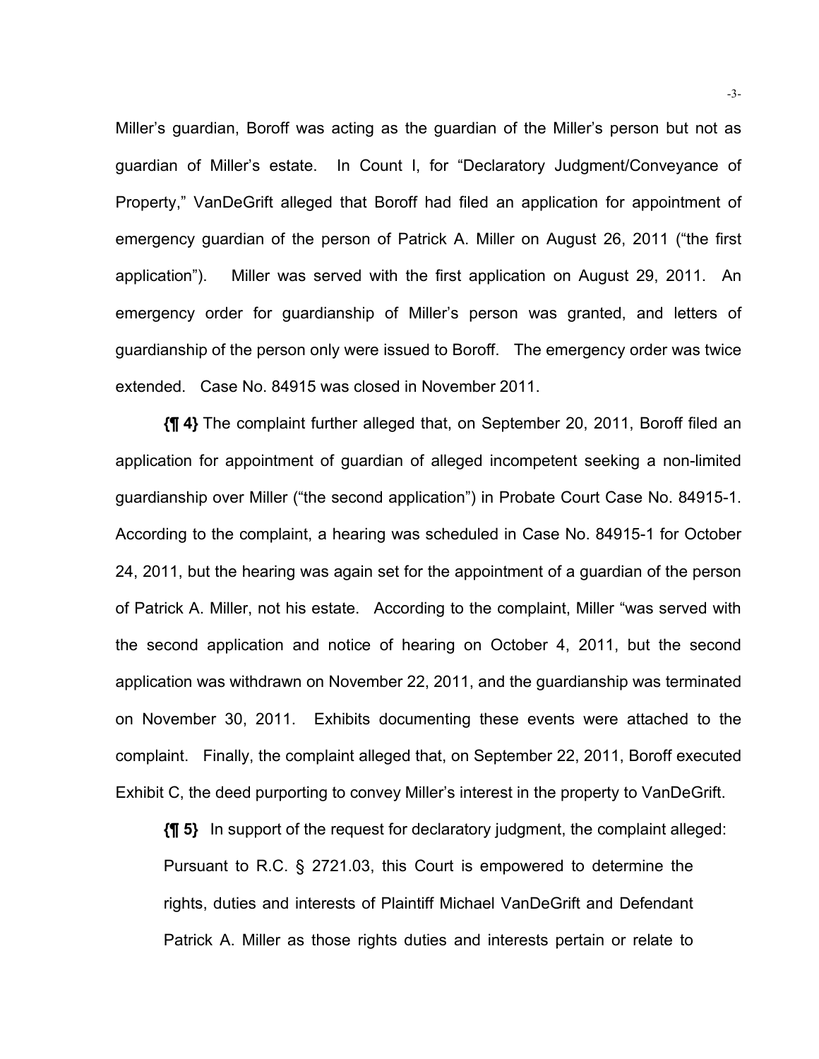Miller's guardian, Boroff was acting as the guardian of the Miller's person but not as guardian of Miller's estate. In Count I, for "Declaratory Judgment/Conveyance of Property," VanDeGrift alleged that Boroff had filed an application for appointment of emergency guardian of the person of Patrick A. Miller on August 26, 2011 ("the first application"). Miller was served with the first application on August 29, 2011. An emergency order for guardianship of Miller's person was granted, and letters of guardianship of the person only were issued to Boroff. The emergency order was twice extended. Case No. 84915 was closed in November 2011.

**{¶ 4}** The complaint further alleged that, on September 20, 2011, Boroff filed an application for appointment of guardian of alleged incompetent seeking a non-limited guardianship over Miller ("the second application") in Probate Court Case No. 84915-1. According to the complaint, a hearing was scheduled in Case No. 84915-1 for October 24, 2011, but the hearing was again set for the appointment of a guardian of the person of Patrick A. Miller, not his estate. According to the complaint, Miller "was served with the second application and notice of hearing on October 4, 2011, but the second application was withdrawn on November 22, 2011, and the guardianship was terminated on November 30, 2011. Exhibits documenting these events were attached to the complaint. Finally, the complaint alleged that, on September 22, 2011, Boroff executed Exhibit C, the deed purporting to convey Miller's interest in the property to VanDeGrift.

**{¶ 5}** In support of the request for declaratory judgment, the complaint alleged:

> Pursuant to R.C. § 2721.03, this Court is empowered to determine the rights, duties and interests of Plaintiff Michael VanDeGrift and Defendant Patrick A. Miller as those rights duties and interests pertain or relate to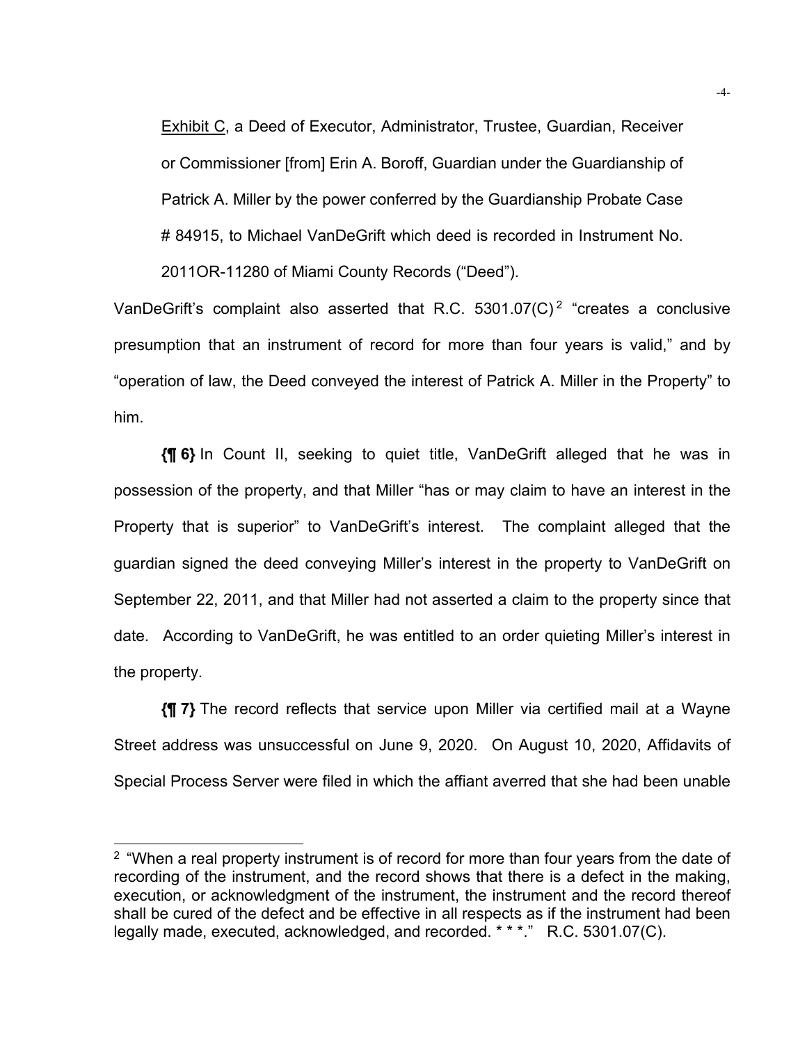Exhibit C, a Deed of Executor, Administrator, Trustee, Guardian, Receiver or Commissioner [from] Erin A. Boroff, Guardian under the Guardianship of Patrick A. Miller by the power conferred by the Guardianship Probate Case # 84915, to Michael VanDeGrift which deed is recorded in Instrument No. 2011OR-11280 of Miami County Records ("Deed").

VanDeGrift's complaint also asserted that R.C. 5301.07(C)[2] "creates a conclusive presumption that an instrument of record for more than four years is valid," and by "operation of law, the Deed conveyed the interest of Patrick A. Miller in the Property" to him.

**{¶ 6}** In Count II, seeking to quiet title, VanDeGrift alleged that he was in possession of the property, and that Miller "has or may claim to have an interest in the Property that is superior" to VanDeGrift's interest. The complaint alleged that the guardian signed the deed conveying Miller's interest in the property to VanDeGrift on September 22, 2011, and that Miller had not asserted a claim to the property since that date. According to VanDeGrift, he was entitled to an order quieting Miller's interest in the property.

**{¶ 7}** The record reflects that service upon Miller via certified mail at a Wayne Street address was unsuccessful on June 9, 2020. On August 10, 2020, Affidavits of Special Process Server were filed in which the affiant averred that she had been unable

---

[2] "When a real property instrument is of record for more than four years from the date of recording of the instrument, and the record shows that there is a defect in the making, execution, or acknowledgment of the instrument, the instrument and the record thereof shall be cured of the defect and be effective in all respects as if the instrument had been legally made, executed, acknowledged, and recorded. * * *." R.C. 5301.07(C).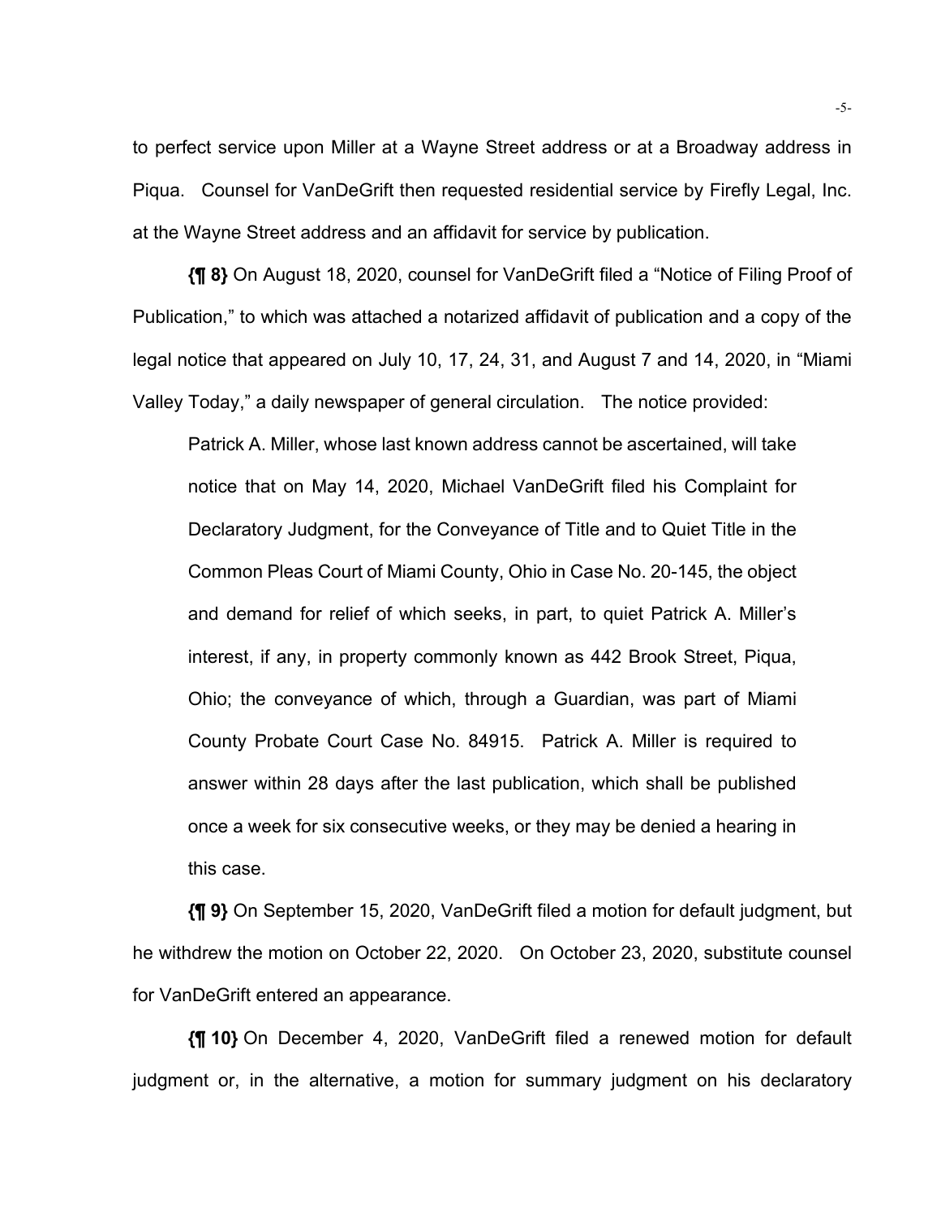to perfect service upon Miller at a Wayne Street address or at a Broadway address in Piqua. Counsel for VanDeGrift then requested residential service by Firefly Legal, Inc. at the Wayne Street address and an affidavit for service by publication.

**{¶ 8}** On August 18, 2020, counsel for VanDeGrift filed a "Notice of Filing Proof of Publication," to which was attached a notarized affidavit of publication and a copy of the legal notice that appeared on July 10, 17, 24, 31, and August 7 and 14, 2020, in "Miami Valley Today," a daily newspaper of general circulation. The notice provided:

> Patrick A. Miller, whose last known address cannot be ascertained, will take notice that on May 14, 2020, Michael VanDeGrift filed his Complaint for Declaratory Judgment, for the Conveyance of Title and to Quiet Title in the Common Pleas Court of Miami County, Ohio in Case No. 20-145, the object and demand for relief of which seeks, in part, to quiet Patrick A. Miller's interest, if any, in property commonly known as 442 Brook Street, Piqua, Ohio; the conveyance of which, through a Guardian, was part of Miami County Probate Court Case No. 84915. Patrick A. Miller is required to answer within 28 days after the last publication, which shall be published once a week for six consecutive weeks, or they may be denied a hearing in this case.

**{¶ 9}** On September 15, 2020, VanDeGrift filed a motion for default judgment, but he withdrew the motion on October 22, 2020. On October 23, 2020, substitute counsel for VanDeGrift entered an appearance.

**{¶ 10}** On December 4, 2020, VanDeGrift filed a renewed motion for default judgment or, in the alternative, a motion for summary judgment on his declaratory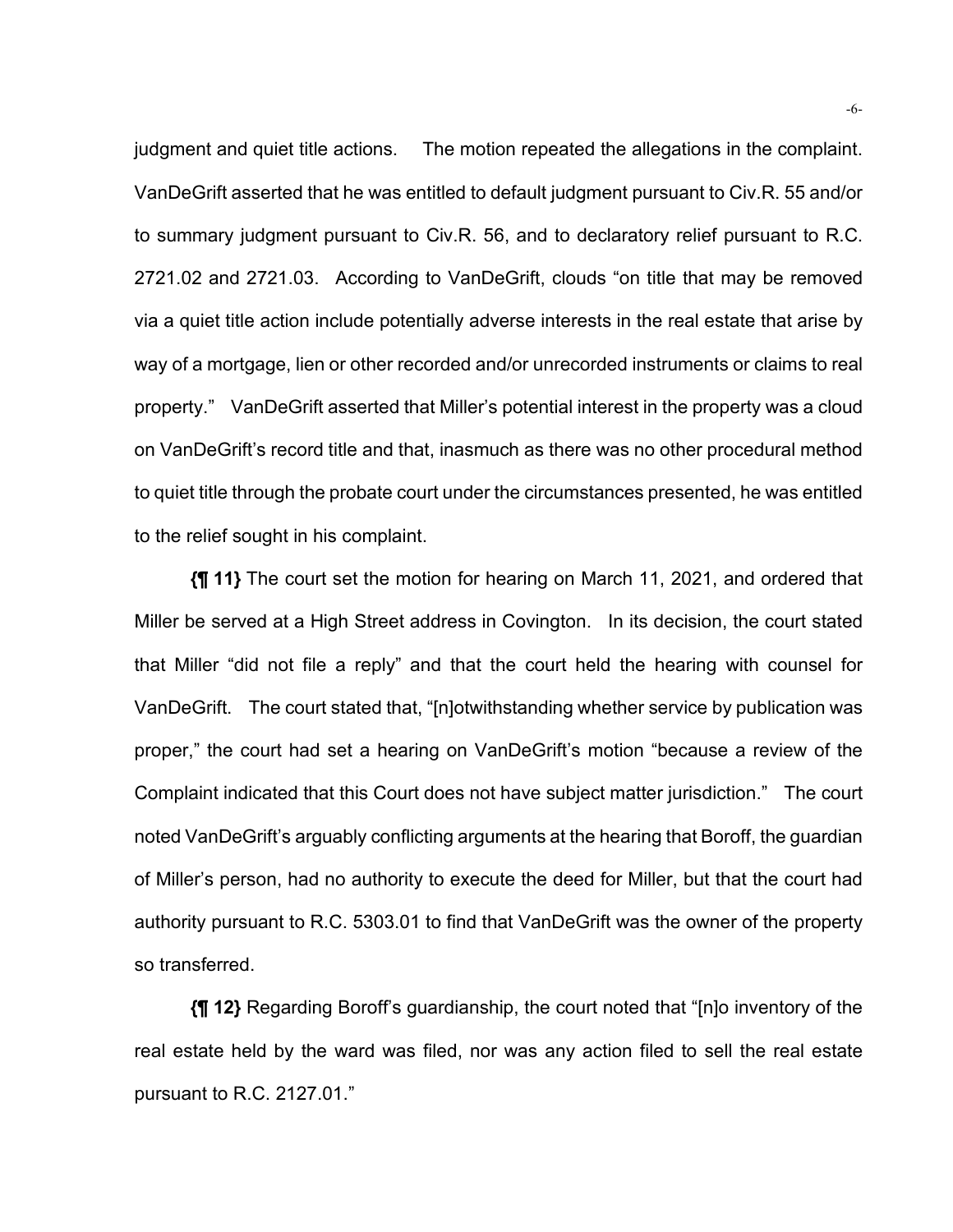judgment and quiet title actions. The motion repeated the allegations in the complaint. VanDeGrift asserted that he was entitled to default judgment pursuant to Civ.R. 55 and/or to summary judgment pursuant to Civ.R. 56, and to declaratory relief pursuant to R.C. 2721.02 and 2721.03. According to VanDeGrift, clouds "on title that may be removed via a quiet title action include potentially adverse interests in the real estate that arise by way of a mortgage, lien or other recorded and/or unrecorded instruments or claims to real property." VanDeGrift asserted that Miller's potential interest in the property was a cloud on VanDeGrift's record title and that, inasmuch as there was no other procedural method to quiet title through the probate court under the circumstances presented, he was entitled to the relief sought in his complaint.

**{¶ 11}** The court set the motion for hearing on March 11, 2021, and ordered that Miller be served at a High Street address in Covington. In its decision, the court stated that Miller "did not file a reply" and that the court held the hearing with counsel for VanDeGrift. The court stated that, "[n]otwithstanding whether service by publication was proper," the court had set a hearing on VanDeGrift's motion "because a review of the Complaint indicated that this Court does not have subject matter jurisdiction." The court noted VanDeGrift's arguably conflicting arguments at the hearing that Boroff, the guardian of Miller's person, had no authority to execute the deed for Miller, but that the court had authority pursuant to R.C. 5303.01 to find that VanDeGrift was the owner of the property so transferred.

**{¶ 12}** Regarding Boroff's guardianship, the court noted that "[n]o inventory of the real estate held by the ward was filed, nor was any action filed to sell the real estate pursuant to R.C. 2127.01."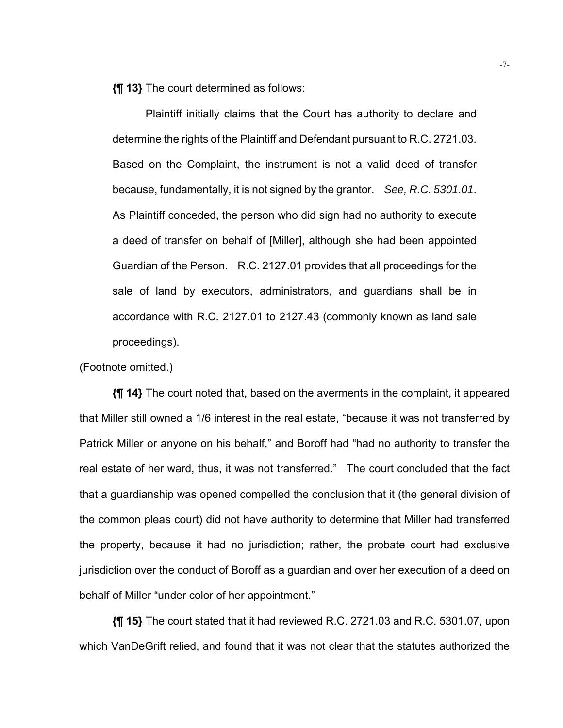**{¶ 13}** The court determined as follows:

> Plaintiff initially claims that the Court has authority to declare and determine the rights of the Plaintiff and Defendant pursuant to R.C. 2721.03. Based on the Complaint, the instrument is not a valid deed of transfer because, fundamentally, it is not signed by the grantor. *See, R.C. 5301.01*. As Plaintiff conceded, the person who did sign had no authority to execute a deed of transfer on behalf of [Miller], although she had been appointed Guardian of the Person. R.C. 2127.01 provides that all proceedings for the sale of land by executors, administrators, and guardians shall be in accordance with R.C. 2127.01 to 2127.43 (commonly known as land sale proceedings).

(Footnote omitted.)

**{¶ 14}** The court noted that, based on the averments in the complaint, it appeared that Miller still owned a 1/6 interest in the real estate, "because it was not transferred by Patrick Miller or anyone on his behalf," and Boroff had "had no authority to transfer the real estate of her ward, thus, it was not transferred." The court concluded that the fact that a guardianship was opened compelled the conclusion that it (the general division of the common pleas court) did not have authority to determine that Miller had transferred the property, because it had no jurisdiction; rather, the probate court had exclusive jurisdiction over the conduct of Boroff as a guardian and over her execution of a deed on behalf of Miller "under color of her appointment."

**{¶ 15}** The court stated that it had reviewed R.C. 2721.03 and R.C. 5301.07, upon which VanDeGrift relied, and found that it was not clear that the statutes authorized the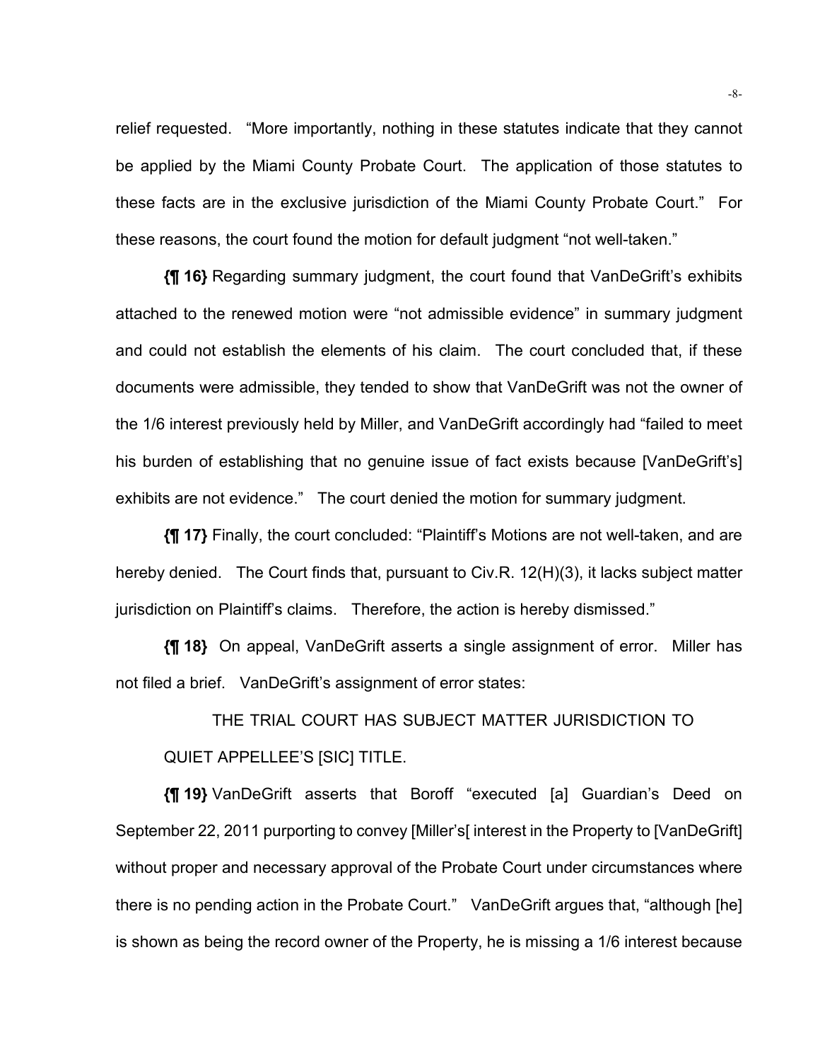relief requested. "More importantly, nothing in these statutes indicate that they cannot be applied by the Miami County Probate Court. The application of those statutes to these facts are in the exclusive jurisdiction of the Miami County Probate Court." For these reasons, the court found the motion for default judgment "not well-taken."

**{¶ 16}** Regarding summary judgment, the court found that VanDeGrift's exhibits attached to the renewed motion were "not admissible evidence" in summary judgment and could not establish the elements of his claim. The court concluded that, if these documents were admissible, they tended to show that VanDeGrift was not the owner of the 1/6 interest previously held by Miller, and VanDeGrift accordingly had "failed to meet his burden of establishing that no genuine issue of fact exists because [VanDeGrift's] exhibits are not evidence." The court denied the motion for summary judgment.

**{¶ 17}** Finally, the court concluded: "Plaintiff's Motions are not well-taken, and are hereby denied. The Court finds that, pursuant to Civ.R. 12(H)(3), it lacks subject matter jurisdiction on Plaintiff's claims. Therefore, the action is hereby dismissed."

**{¶ 18}** On appeal, VanDeGrift asserts a single assignment of error. Miller has not filed a brief. VanDeGrift's assignment of error states:

> THE TRIAL COURT HAS SUBJECT MATTER JURISDICTION TO QUIET APPELLEE'S [SIC] TITLE.

**{¶ 19}** VanDeGrift asserts that Boroff "executed [a] Guardian's Deed on September 22, 2011 purporting to convey [Miller's[ interest in the Property to [VanDeGrift] without proper and necessary approval of the Probate Court under circumstances where there is no pending action in the Probate Court." VanDeGrift argues that, "although [he] is shown as being the record owner of the Property, he is missing a 1/6 interest because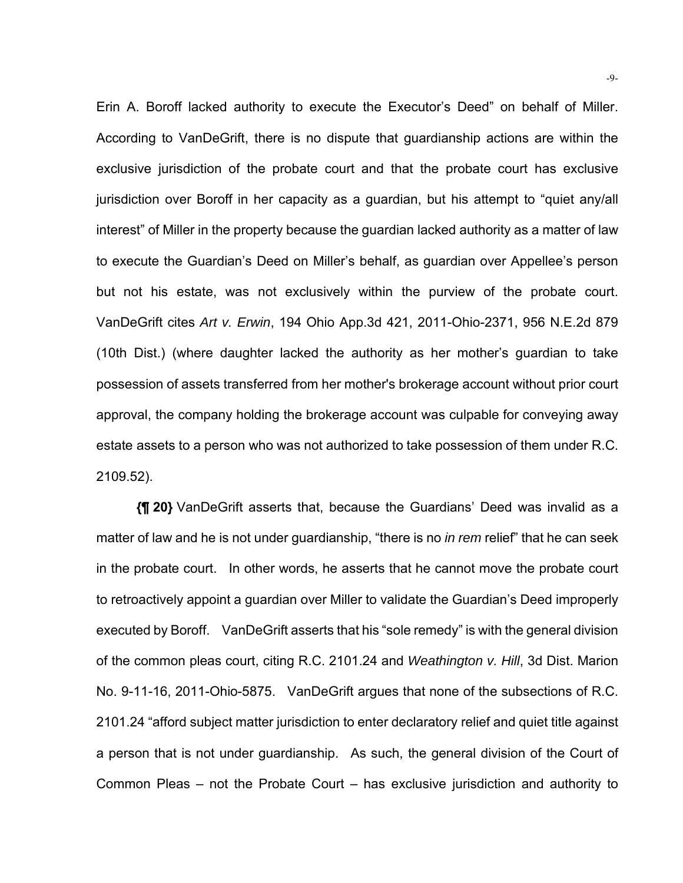Erin A. Boroff lacked authority to execute the Executor's Deed" on behalf of Miller. According to VanDeGrift, there is no dispute that guardianship actions are within the exclusive jurisdiction of the probate court and that the probate court has exclusive jurisdiction over Boroff in her capacity as a guardian, but his attempt to "quiet any/all interest" of Miller in the property because the guardian lacked authority as a matter of law to execute the Guardian's Deed on Miller's behalf, as guardian over Appellee's person but not his estate, was not exclusively within the purview of the probate court. VanDeGrift cites *Art v. Erwin*, 194 Ohio App.3d 421, 2011-Ohio-2371, 956 N.E.2d 879 (10th Dist.) (where daughter lacked the authority as her mother's guardian to take possession of assets transferred from her mother's brokerage account without prior court approval, the company holding the brokerage account was culpable for conveying away estate assets to a person who was not authorized to take possession of them under R.C. 2109.52).

**{¶ 20}** VanDeGrift asserts that, because the Guardians' Deed was invalid as a matter of law and he is not under guardianship, "there is no *in rem* relief" that he can seek in the probate court. In other words, he asserts that he cannot move the probate court to retroactively appoint a guardian over Miller to validate the Guardian's Deed improperly executed by Boroff. VanDeGrift asserts that his "sole remedy" is with the general division of the common pleas court, citing R.C. 2101.24 and *Weathington v. Hill*, 3d Dist. Marion No. 9-11-16, 2011-Ohio-5875. VanDeGrift argues that none of the subsections of R.C. 2101.24 "afford subject matter jurisdiction to enter declaratory relief and quiet title against a person that is not under guardianship. As such, the general division of the Court of Common Pleas – not the Probate Court – has exclusive jurisdiction and authority to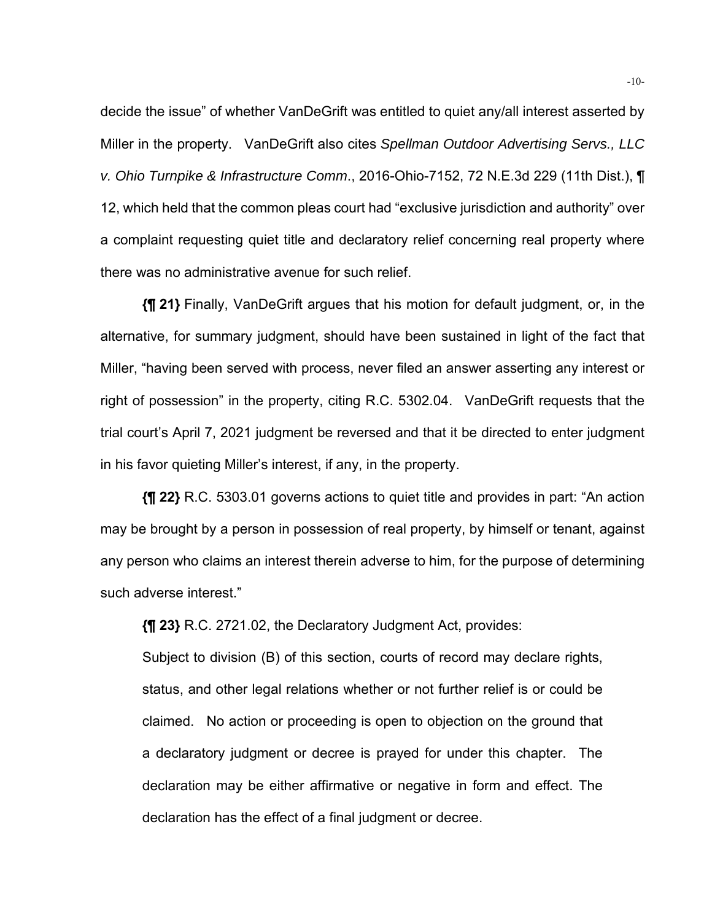decide the issue" of whether VanDeGrift was entitled to quiet any/all interest asserted by Miller in the property. VanDeGrift also cites *Spellman Outdoor Advertising Servs., LLC v. Ohio Turnpike & Infrastructure Comm*., 2016-Ohio-7152, 72 N.E.3d 229 (11th Dist.), ¶ 12, which held that the common pleas court had "exclusive jurisdiction and authority" over a complaint requesting quiet title and declaratory relief concerning real property where there was no administrative avenue for such relief.

**{¶ 21}** Finally, VanDeGrift argues that his motion for default judgment, or, in the alternative, for summary judgment, should have been sustained in light of the fact that Miller, "having been served with process, never filed an answer asserting any interest or right of possession" in the property, citing R.C. 5302.04. VanDeGrift requests that the trial court's April 7, 2021 judgment be reversed and that it be directed to enter judgment in his favor quieting Miller's interest, if any, in the property.

**{¶ 22}** R.C. 5303.01 governs actions to quiet title and provides in part: "An action may be brought by a person in possession of real property, by himself or tenant, against any person who claims an interest therein adverse to him, for the purpose of determining such adverse interest."

**{¶ 23}** R.C. 2721.02, the Declaratory Judgment Act, provides:

> Subject to division (B) of this section, courts of record may declare rights, status, and other legal relations whether or not further relief is or could be claimed. No action or proceeding is open to objection on the ground that a declaratory judgment or decree is prayed for under this chapter. The declaration may be either affirmative or negative in form and effect. The declaration has the effect of a final judgment or decree.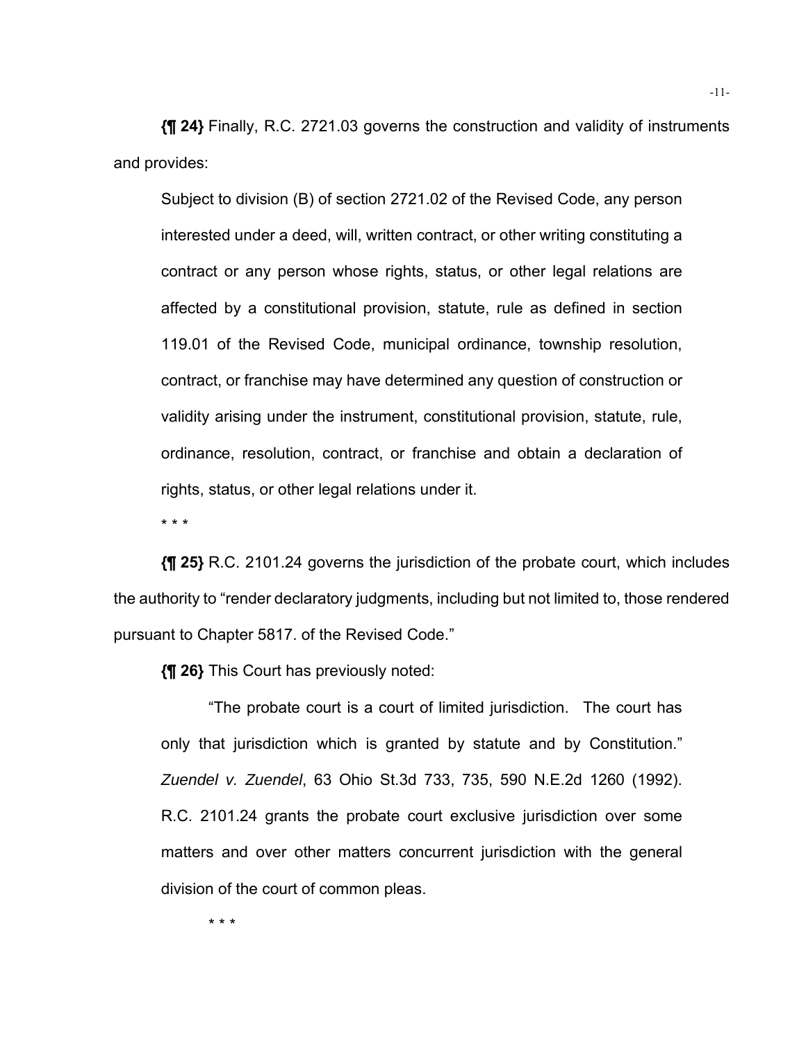**{¶ 24}** Finally, R.C. 2721.03 governs the construction and validity of instruments and provides:

> Subject to division (B) of section 2721.02 of the Revised Code, any person interested under a deed, will, written contract, or other writing constituting a contract or any person whose rights, status, or other legal relations are affected by a constitutional provision, statute, rule as defined in section 119.01 of the Revised Code, municipal ordinance, township resolution, contract, or franchise may have determined any question of construction or validity arising under the instrument, constitutional provision, statute, rule, ordinance, resolution, contract, or franchise and obtain a declaration of rights, status, or other legal relations under it.
>
> * * *

**{¶ 25}** R.C. 2101.24 governs the jurisdiction of the probate court, which includes the authority to "render declaratory judgments, including but not limited to, those rendered pursuant to Chapter 5817. of the Revised Code."

**{¶ 26}** This Court has previously noted:

> "The probate court is a court of limited jurisdiction. The court has only that jurisdiction which is granted by statute and by Constitution." *Zuendel v. Zuendel*, 63 Ohio St.3d 733, 735, 590 N.E.2d 1260 (1992). R.C. 2101.24 grants the probate court exclusive jurisdiction over some matters and over other matters concurrent jurisdiction with the general division of the court of common pleas.
>
> * * *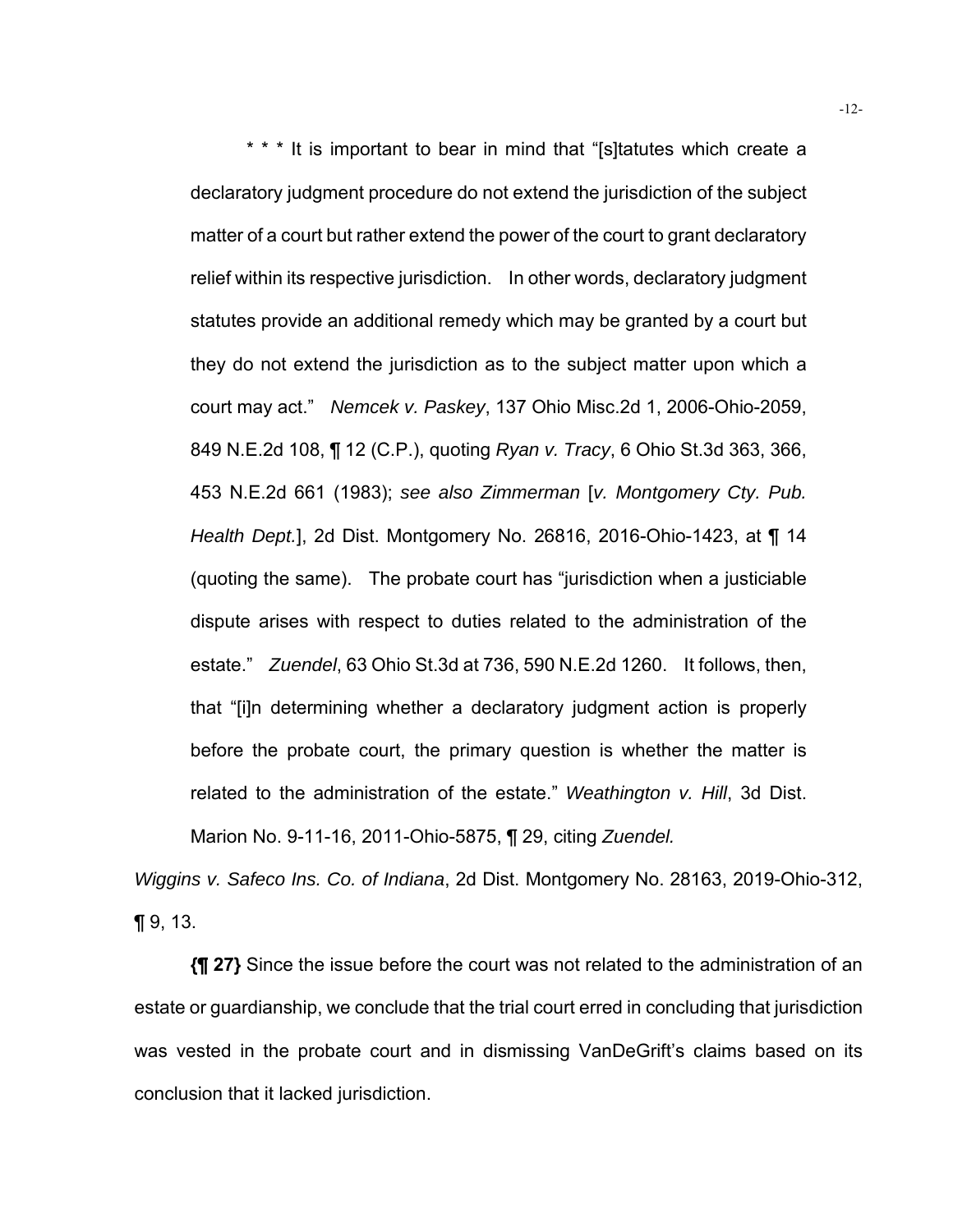> * * * It is important to bear in mind that "[s]tatutes which create a declaratory judgment procedure do not extend the jurisdiction of the subject matter of a court but rather extend the power of the court to grant declaratory relief within its respective jurisdiction. In other words, declaratory judgment statutes provide an additional remedy which may be granted by a court but they do not extend the jurisdiction as to the subject matter upon which a court may act." *Nemcek v. Paskey*, 137 Ohio Misc.2d 1, 2006-Ohio-2059, 849 N.E.2d 108, ¶ 12 (C.P.), quoting *Ryan v. Tracy*, 6 Ohio St.3d 363, 366, 453 N.E.2d 661 (1983); *see also Zimmerman* [*v. Montgomery Cty. Pub. Health Dept.*], 2d Dist. Montgomery No. 26816, 2016-Ohio-1423, at ¶ 14 (quoting the same). The probate court has "jurisdiction when a justiciable dispute arises with respect to duties related to the administration of the estate." *Zuendel*, 63 Ohio St.3d at 736, 590 N.E.2d 1260. It follows, then, that "[i]n determining whether a declaratory judgment action is properly before the probate court, the primary question is whether the matter is related to the administration of the estate." *Weathington v. Hill*, 3d Dist. Marion No. 9-11-16, 2011-Ohio-5875, ¶ 29, citing *Zuendel.*

*Wiggins v. Safeco Ins. Co. of Indiana*, 2d Dist. Montgomery No. 28163, 2019-Ohio-312, ¶ 9, 13.

**{¶ 27}** Since the issue before the court was not related to the administration of an estate or guardianship, we conclude that the trial court erred in concluding that jurisdiction was vested in the probate court and in dismissing VanDeGrift's claims based on its conclusion that it lacked jurisdiction.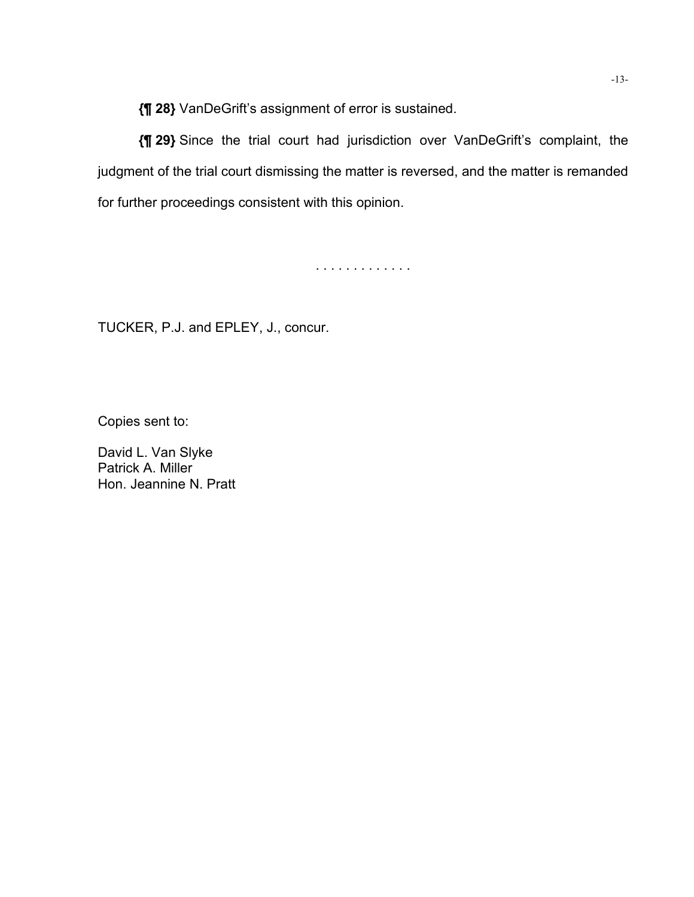**{¶ 28}** VanDeGrift's assignment of error is sustained.

**{¶ 29}** Since the trial court had jurisdiction over VanDeGrift's complaint, the judgment of the trial court dismissing the matter is reversed, and the matter is remanded for further proceedings consistent with this opinion.

. . . . . . . . . . . . .

TUCKER, P.J. and EPLEY, J., concur.

Copies sent to:

David L. Van Slyke
Patrick A. Miller
Hon. Jeannine N. Pratt